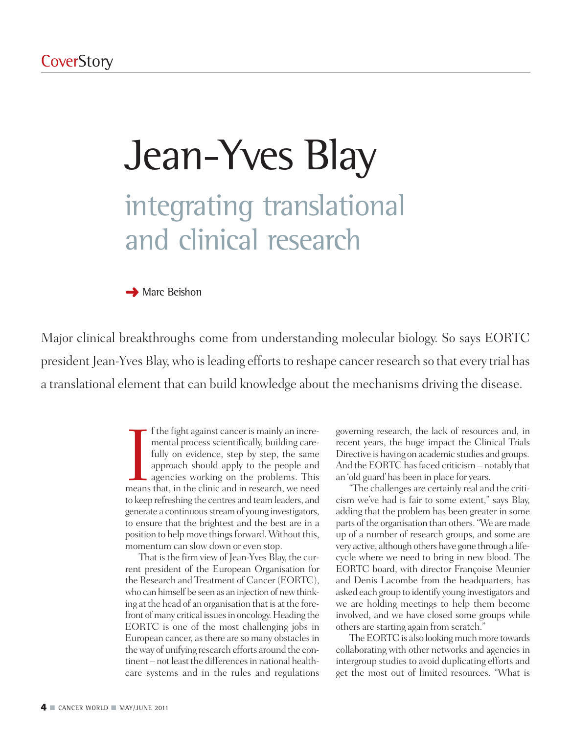CoverStory

# Jean-Yves Blay

## integrating translational and clinical research

➜ Marc Beishon

Major clinical breakthroughs come from understanding molecular biology. So says EORTC president Jean-Yves Blay, who is leading efforts to reshape cancer research so that every trial has a translational element that can build knowledge about the mechanisms driving the disease.

If the fight against cancer is mainly an incremental process scientifically, building carefully on evidence, step by step, the same approach should apply to the people and agencies working on the problems. This means that, in the clinic and in research, we need to keep refreshing the centres and team leaders, and generate a continuous stream of young investigators, to ensure that the brightest and the best are in a position to help move things forward. Without this, momentum can slow down or even stop.

That is the firm view of Jean-Yves Blay, the current president of the European Organisation for the Research and Treatment of Cancer (EORTC), who can himself be seen as an injection of new thinking at the head of an organisation that is at the forefront of many critical issues in oncology. Heading the EORTC is one of the most challenging jobs in European cancer, as there are so many obstacles in the way of unifying research efforts around the continent – not least the differences in national healthcare systems and in the rules and regulations governing research, the lack of resources and, in recent years, the huge impact the Clinical Trials Directive is having on academic studies and groups. And the EORTC has faced criticism – notably that an 'old guard' has been in place for years.

"The challenges are certainly real and the criticism we've had is fair to some extent," says Blay, adding that the problem has been greater in some parts of the organisation than others. "We are made up of a number of research groups, and some are very active, although others have gone through a lifecycle where we need to bring in new blood. The EORTC board, with director Françoise Meunier and Denis Lacombe from the headquarters, has asked each group to identify young investigators and we are holding meetings to help them become involved, and we have closed some groups while others are starting again from scratch."

The EORTC is also looking much more towards collaborating with other networks and agencies in intergroup studies to avoid duplicating efforts and get the most out of limited resources. "What is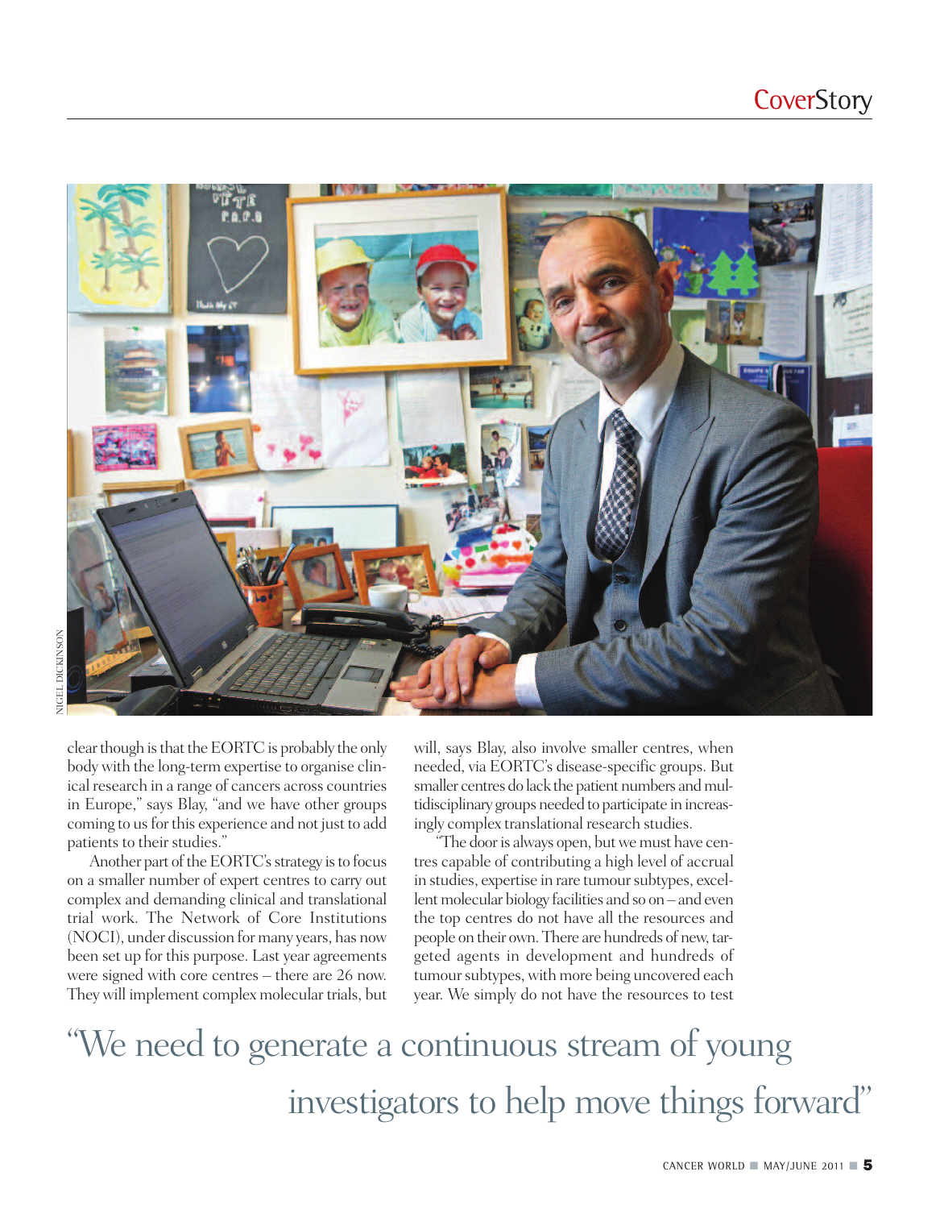clear though is that the EORTC is probably the only body with the long-term expertise to organise clinical research in a range of cancers across countries in Europe," says Blay, "and we have other groups coming to us for this experience and not just to add patients to their studies."

Another part of the EORTC's strategy is to focus on a smaller number of expert centres to carry out complex and demanding clinical and translational trial work. The Network of Core Institutions (NOCI), under discussion for many years, has now been set up for this purpose. Last year agreements were signed with core centres – there are 26 now. They will implement complex molecular trials, but will, says Blay, also involve smaller centres, when needed, via EORTC's disease-specific groups. But smaller centres do lack the patient numbers and multidisciplinary groups needed to participate in increasingly complex translational research studies.

"The door is always open, but we must have centres capable of contributing a high level of accrual in studies, expertise in rare tumour subtypes, excellent molecular biology facilities and so on – and even the top centres do not have all the resources and people on their own. There are hundreds of new, targeted agents in development and hundreds of tumour subtypes, with more being uncovered each year. We simply do not have the resources to test

> "We need to generate a continuous stream of young investigators to help move things forward"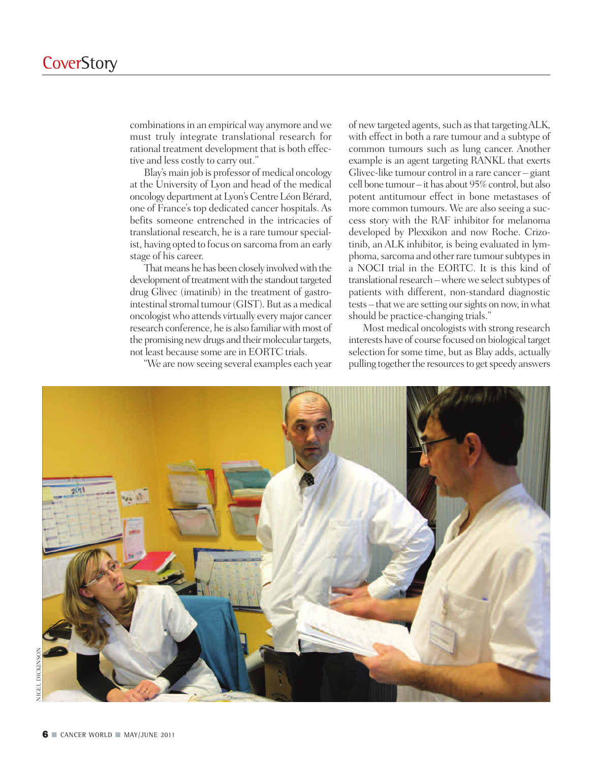combinations in an empirical way anymore and we must truly integrate translational research for rational treatment development that is both effective and less costly to carry out."

Blay's main job is professor of medical oncology at the University of Lyon and head of the medical oncology department at Lyon's Centre Léon Bérard, one of France's top dedicated cancer hospitals. As befits someone entrenched in the intricacies of translational research, he is a rare tumour specialist, having opted to focus on sarcoma from an early stage of his career.

That means he has been closely involved with the development of treatment with the standout targeted drug Glivec (imatinib) in the treatment of gastrointestinal stromal tumour (GIST). But as a medical oncologist who attends virtually every major cancer research conference, he is also familiar with most of the promising new drugs and their molecular targets, not least because some are in EORTC trials.

"We are now seeing several examples each year of new targeted agents, such as that targeting ALK, with effect in both a rare tumour and a subtype of common tumours such as lung cancer. Another example is an agent targeting RANKL that exerts Glivec-like tumour control in a rare cancer – giant cell bone tumour – it has about 95% control, but also potent antitumour effect in bone metastases of more common tumours. We are also seeing a success story with the RAF inhibitor for melanoma developed by Plexxikon and now Roche. Crizotinib, an ALK inhibitor, is being evaluated in lymphoma, sarcoma and other rare tumour subtypes in a NOCI trial in the EORTC. It is this kind of translational research – where we select subtypes of patients with different, non-standard diagnostic tests – that we are setting our sights on now, in what should be practice-changing trials."

Most medical oncologists with strong research interests have of course focused on biological target selection for some time, but as Blay adds, actually pulling together the resources to get speedy answers

NIGEL DICKINSON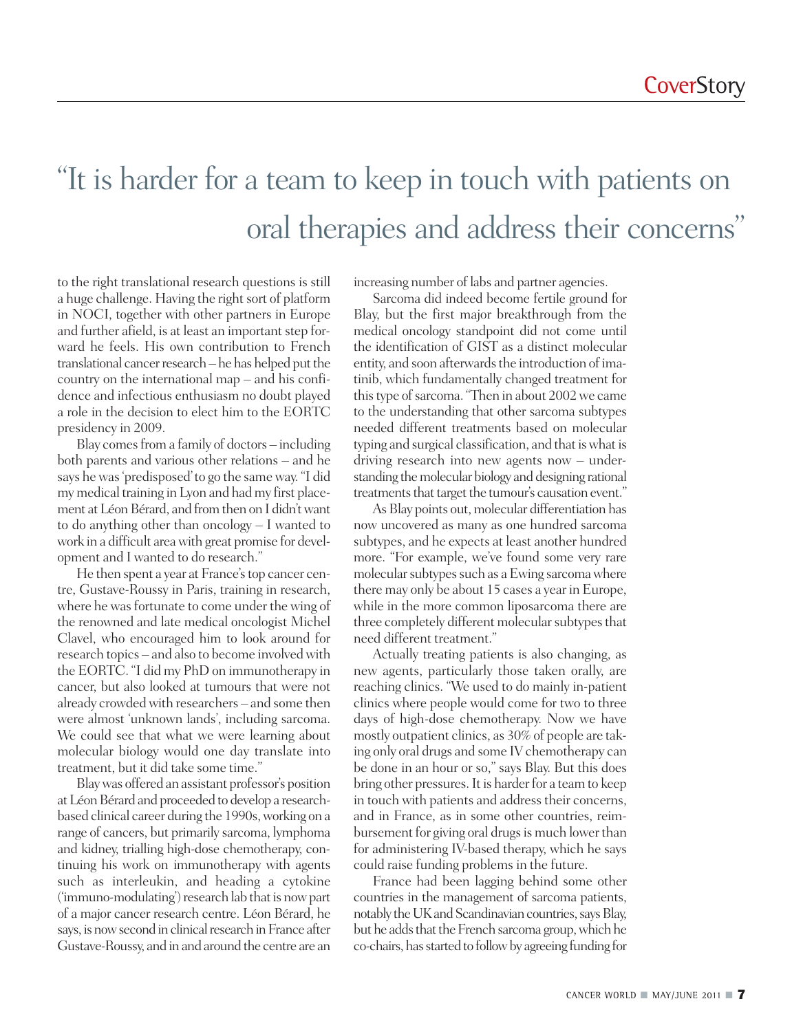> "It is harder for a team to keep in touch with patients on oral therapies and address their concerns"

to the right translational research questions is still a huge challenge. Having the right sort of platform in NOCI, together with other partners in Europe and further afield, is at least an important step forward he feels. His own contribution to French translational cancer research – he has helped put the country on the international map – and his confidence and infectious enthusiasm no doubt played a role in the decision to elect him to the EORTC presidency in 2009.

Blay comes from a family of doctors – including both parents and various other relations – and he says he was 'predisposed' to go the same way. "I did my medical training in Lyon and had my first placement at Léon Bérard, and from then on I didn't want to do anything other than oncology – I wanted to work in a difficult area with great promise for development and I wanted to do research."

He then spent a year at France's top cancer centre, Gustave-Roussy in Paris, training in research, where he was fortunate to come under the wing of the renowned and late medical oncologist Michel Clavel, who encouraged him to look around for research topics – and also to become involved with the EORTC. "I did my PhD on immunotherapy in cancer, but also looked at tumours that were not already crowded with researchers – and some then were almost 'unknown lands', including sarcoma. We could see that what we were learning about molecular biology would one day translate into treatment, but it did take some time."

Blay was offered an assistant professor's position at Léon Bérard and proceeded to develop a research-based clinical career during the 1990s, working on a range of cancers, but primarily sarcoma, lymphoma and kidney, trialling high-dose chemotherapy, continuing his work on immunotherapy with agents such as interleukin, and heading a cytokine ('immuno-modulating') research lab that is now part of a major cancer research centre. Léon Bérard, he says, is now second in clinical research in France after Gustave-Roussy, and in and around the centre are an increasing number of labs and partner agencies.

Sarcoma did indeed become fertile ground for Blay, but the first major breakthrough from the medical oncology standpoint did not come until the identification of GIST as a distinct molecular entity, and soon afterwards the introduction of imatinib, which fundamentally changed treatment for this type of sarcoma. "Then in about 2002 we came to the understanding that other sarcoma subtypes needed different treatments based on molecular typing and surgical classification, and that is what is driving research into new agents now – understanding the molecular biology and designing rational treatments that target the tumour's causation event."

As Blay points out, molecular differentiation has now uncovered as many as one hundred sarcoma subtypes, and he expects at least another hundred more. "For example, we've found some very rare molecular subtypes such as a Ewing sarcoma where there may only be about 15 cases a year in Europe, while in the more common liposarcoma there are three completely different molecular subtypes that need different treatment."

Actually treating patients is also changing, as new agents, particularly those taken orally, are reaching clinics. "We used to do mainly in-patient clinics where people would come for two to three days of high-dose chemotherapy. Now we have mostly outpatient clinics, as 30% of people are taking only oral drugs and some IV chemotherapy can be done in an hour or so," says Blay. But this does bring other pressures. It is harder for a team to keep in touch with patients and address their concerns, and in France, as in some other countries, reimbursement for giving oral drugs is much lower than for administering IV-based therapy, which he says could raise funding problems in the future.

France had been lagging behind some other countries in the management of sarcoma patients, notably the UK and Scandinavian countries, says Blay, but he adds that the French sarcoma group, which he co-chairs, has started to follow by agreeing funding for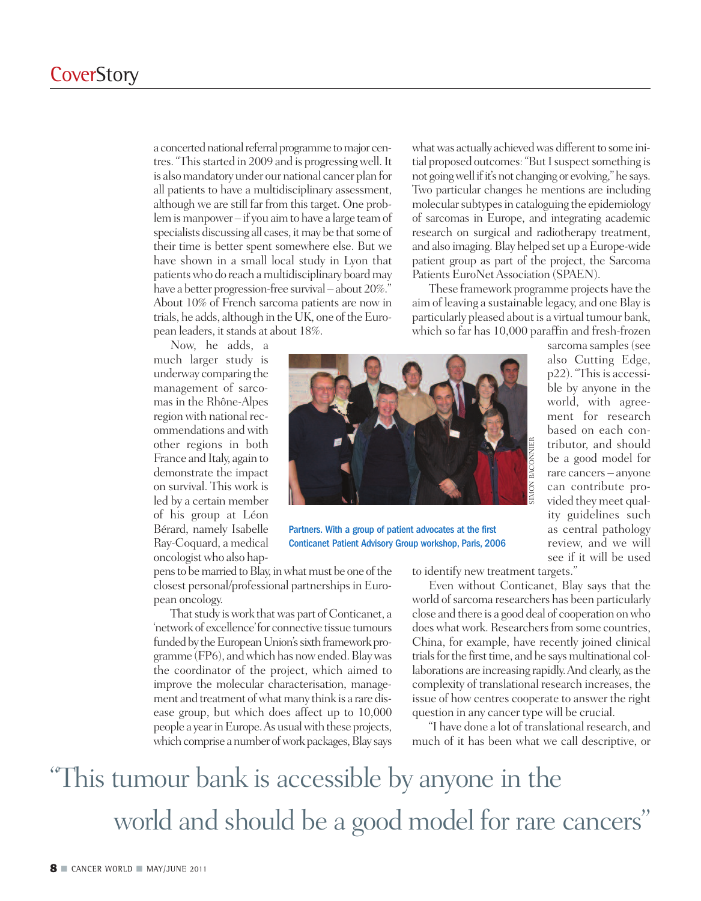a concerted national referral programme to major centres. "This started in 2009 and is progressing well. It is also mandatory under our national cancer plan for all patients to have a multidisciplinary assessment, although we are still far from this target. One problem is manpower – if you aim to have a large team of specialists discussing all cases, it may be that some of their time is better spent somewhere else. But we have shown in a small local study in Lyon that patients who do reach a multidisciplinary board may have a better progression-free survival – about 20%." About 10% of French sarcoma patients are now in trials, he adds, although in the UK, one of the European leaders, it stands at about 18%.

Now, he adds, a much larger study is underway comparing the management of sarcomas in the Rhône-Alpes region with national recommendations and with other regions in both France and Italy, again to demonstrate the impact on survival. This work is led by a certain member of his group at Léon Bérard, namely Isabelle Ray-Coquard, a medical oncologist who also happens to be married to Blay, in what must be one of the closest personal/professional partnerships in European oncology.

That study is work that was part of Conticanet, a 'network of excellence' for connective tissue tumours funded by the European Union's sixth framework programme (FP6), and which has now ended. Blay was the coordinator of the project, which aimed to improve the molecular characterisation, management and treatment of what many think is a rare disease group, but which does affect up to 10,000 people a year in Europe. As usual with these projects, which comprise a number of work packages, Blay says what was actually achieved was different to some initial proposed outcomes: "But I suspect something is not going well if it's not changing or evolving," he says. Two particular changes he mentions are including molecular subtypes in cataloguing the epidemiology of sarcomas in Europe, and integrating academic research on surgical and radiotherapy treatment, and also imaging. Blay helped set up a Europe-wide patient group as part of the project, the Sarcoma Patients EuroNet Association (SPAEN).

Partners. With a group of patient advocates at the first Conticanet Patient Advisory Group workshop, Paris, 2006

These framework programme projects have the aim of leaving a sustainable legacy, and one Blay is particularly pleased about is a virtual tumour bank, which so far has 10,000 paraffin and fresh-frozen sarcoma samples (see also Cutting Edge, p22). "This is accessible by anyone in the world, with agreement for research based on each contributor, and should be a good model for rare cancers – anyone can contribute provided they meet quality guidelines such as central pathology review, and we will see if it will be used to identify new treatment targets."

Even without Conticanet, Blay says that the world of sarcoma researchers has been particularly close and there is a good deal of cooperation on who does what work. Researchers from some countries, China, for example, have recently joined clinical trials for the first time, and he says multinational collaborations are increasing rapidly. And clearly, as the complexity of translational research increases, the issue of how centres cooperate to answer the right question in any cancer type will be crucial.

"I have done a lot of translational research, and much of it has been what we call descriptive, or

> "This tumour bank is accessible by anyone in the world and should be a good model for rare cancers"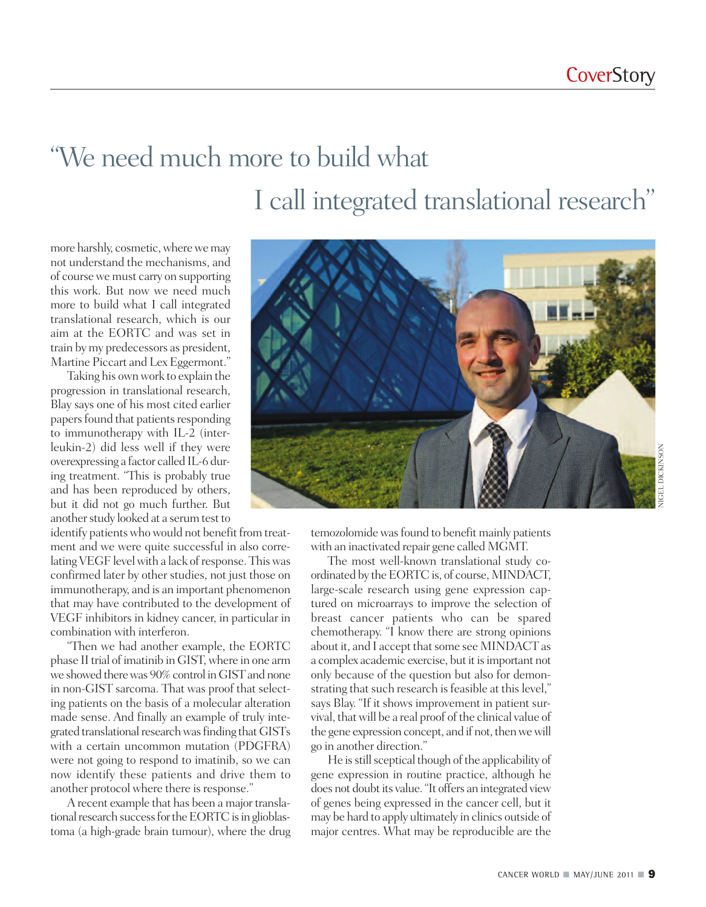# "We need much more to build what I call integrated translational research"

more harshly, cosmetic, where we may not understand the mechanisms, and of course we must carry on supporting this work. But now we need much more to build what I call integrated translational research, which is our aim at the EORTC and was set in train by my predecessors as president, Martine Piccart and Lex Eggermont."

Taking his own work to explain the progression in translational research, Blay says one of his most cited earlier papers found that patients responding to immunotherapy with IL-2 (interleukin-2) did less well if they were overexpressing a factor called IL-6 during treatment. "This is probably true and has been reproduced by others, but it did not go much further. But another study looked at a serum test to identify patients who would not benefit from treatment and we were quite successful in also correlating VEGF level with a lack of response. This was confirmed later by other studies, not just those on immunotherapy, and is an important phenomenon that may have contributed to the development of VEGF inhibitors in kidney cancer, in particular in combination with interferon.

"Then we had another example, the EORTC phase II trial of imatinib in GIST, where in one arm we showed there was 90% control in GIST and none in non-GIST sarcoma. That was proof that selecting patients on the basis of a molecular alteration made sense. And finally an example of truly integrated translational research was finding that GISTs with a certain uncommon mutation (PDGFRA) were not going to respond to imatinib, so we can now identify these patients and drive them to another protocol where there is response."

A recent example that has been a major translational research success for the EORTC is in glioblastoma (a high-grade brain tumour), where the drug temozolomide was found to benefit mainly patients with an inactivated repair gene called MGMT.

The most well-known translational study coordinated by the EORTC is, of course, MINDACT, large-scale research using gene expression captured on microarrays to improve the selection of breast cancer patients who can be spared chemotherapy. "I know there are strong opinions about it, and I accept that some see MINDACT as a complex academic exercise, but it is important not only because of the question but also for demonstrating that such research is feasible at this level," says Blay. "If it shows improvement in patient survival, that will be a real proof of the clinical value of the gene expression concept, and if not, then we will go in another direction."

He is still sceptical though of the applicability of gene expression in routine practice, although he does not doubt its value. "It offers an integrated view of genes being expressed in the cancer cell, but it may be hard to apply ultimately in clinics outside of major centres. What may be reproducible are the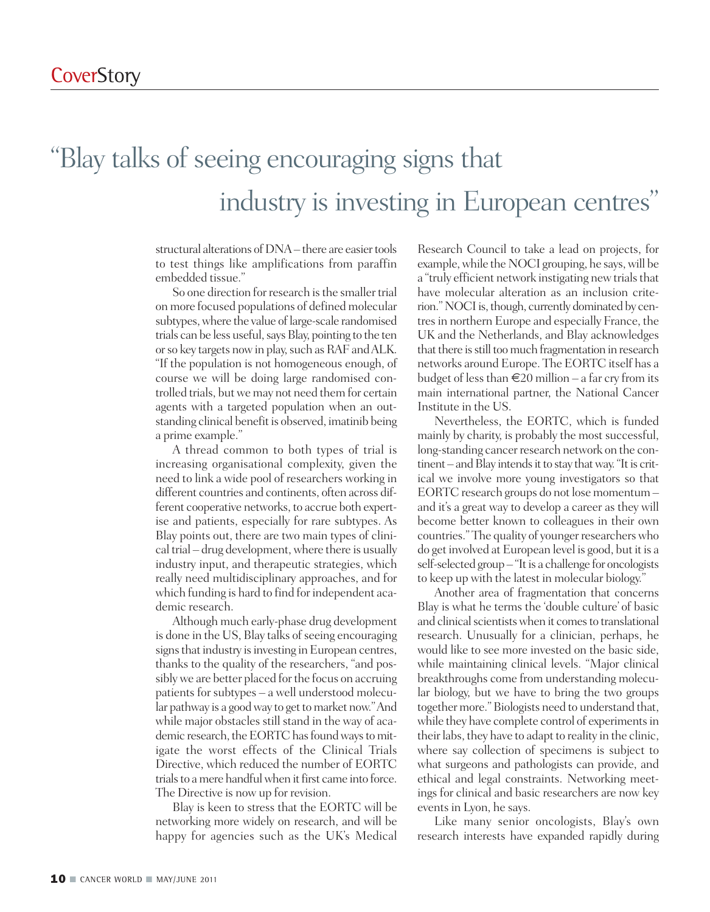> "Blay talks of seeing encouraging signs that industry is investing in European centres"

structural alterations of DNA – there are easier tools to test things like amplifications from paraffin embedded tissue."

So one direction for research is the smaller trial on more focused populations of defined molecular subtypes, where the value of large-scale randomised trials can be less useful, says Blay, pointing to the ten or so key targets now in play, such as RAF and ALK. "If the population is not homogeneous enough, of course we will be doing large randomised controlled trials, but we may not need them for certain agents with a targeted population when an outstanding clinical benefit is observed, imatinib being a prime example."

A thread common to both types of trial is increasing organisational complexity, given the need to link a wide pool of researchers working in different countries and continents, often across different cooperative networks, to accrue both expertise and patients, especially for rare subtypes. As Blay points out, there are two main types of clinical trial – drug development, where there is usually industry input, and therapeutic strategies, which really need multidisciplinary approaches, and for which funding is hard to find for independent academic research.

Although much early-phase drug development is done in the US, Blay talks of seeing encouraging signs that industry is investing in European centres, thanks to the quality of the researchers, "and possibly we are better placed for the focus on accruing patients for subtypes – a well understood molecular pathway is a good way to get to market now." And while major obstacles still stand in the way of academic research, the EORTC has found ways to mitigate the worst effects of the Clinical Trials Directive, which reduced the number of EORTC trials to a mere handful when it first came into force. The Directive is now up for revision.

Blay is keen to stress that the EORTC will be networking more widely on research, and will be happy for agencies such as the UK's Medical Research Council to take a lead on projects, for example, while the NOCI grouping, he says, will be a "truly efficient network instigating new trials that have molecular alteration as an inclusion criterion." NOCI is, though, currently dominated by centres in northern Europe and especially France, the UK and the Netherlands, and Blay acknowledges that there is still too much fragmentation in research networks around Europe. The EORTC itself has a budget of less than €20 million – a far cry from its main international partner, the National Cancer Institute in the US.

Nevertheless, the EORTC, which is funded mainly by charity, is probably the most successful, long-standing cancer research network on the continent – and Blay intends it to stay that way. "It is critical we involve more young investigators so that EORTC research groups do not lose momentum – and it's a great way to develop a career as they will become better known to colleagues in their own countries." The quality of younger researchers who do get involved at European level is good, but it is a self-selected group – "It is a challenge for oncologists to keep up with the latest in molecular biology."

Another area of fragmentation that concerns Blay is what he terms the 'double culture' of basic and clinical scientists when it comes to translational research. Unusually for a clinician, perhaps, he would like to see more invested on the basic side, while maintaining clinical levels. "Major clinical breakthroughs come from understanding molecular biology, but we have to bring the two groups together more." Biologists need to understand that, while they have complete control of experiments in their labs, they have to adapt to reality in the clinic, where say collection of specimens is subject to what surgeons and pathologists can provide, and ethical and legal constraints. Networking meetings for clinical and basic researchers are now key events in Lyon, he says.

Like many senior oncologists, Blay's own research interests have expanded rapidly during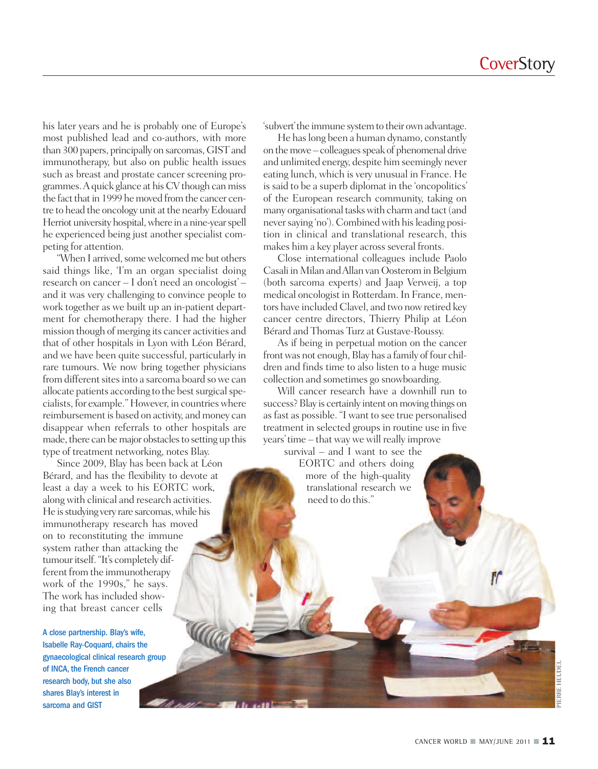his later years and he is probably one of Europe's most published lead and co-authors, with more than 300 papers, principally on sarcomas, GIST and immunotherapy, but also on public health issues such as breast and prostate cancer screening programmes. A quick glance at his CV though can miss the fact that in 1999 he moved from the cancer centre to head the oncology unit at the nearby Edouard Herriot university hospital, where in a nine-year spell he experienced being just another specialist competing for attention.

"When I arrived, some welcomed me but others said things like, 'I'm an organ specialist doing research on cancer – I don't need an oncologist' – and it was very challenging to convince people to work together as we built up an in-patient department for chemotherapy there. I had the higher mission though of merging its cancer activities and that of other hospitals in Lyon with Léon Bérard, and we have been quite successful, particularly in rare tumours. We now bring together physicians from different sites into a sarcoma board so we can allocate patients according to the best surgical specialists, for example." However, in countries where reimbursement is based on activity, and money can disappear when referrals to other hospitals are made, there can be major obstacles to setting up this type of treatment networking, notes Blay.

Since 2009, Blay has been back at Léon Bérard, and has the flexibility to devote at least a day a week to his EORTC work, along with clinical and research activities. He is studying very rare sarcomas, while his immunotherapy research has moved on to reconstituting the immune system rather than attacking the tumour itself. "It's completely different from the immunotherapy work of the 1990s," he says. The work has included showing that breast cancer cells 'subvert' the immune system to their own advantage.

He has long been a human dynamo, constantly on the move – colleagues speak of phenomenal drive and unlimited energy, despite him seemingly never eating lunch, which is very unusual in France. He is said to be a superb diplomat in the 'oncopolitics' of the European research community, taking on many organisational tasks with charm and tact (and never saying 'no'). Combined with his leading position in clinical and translational research, this makes him a key player across several fronts.

Close international colleagues include Paolo Casali in Milan and Allan van Oosterom in Belgium (both sarcoma experts) and Jaap Verweij, a top medical oncologist in Rotterdam. In France, mentors have included Clavel, and two now retired key cancer centre directors, Thierry Philip at Léon Bérard and Thomas Turz at Gustave-Roussy.

As if being in perpetual motion on the cancer front was not enough, Blay has a family of four children and finds time to also listen to a huge music collection and sometimes go snowboarding.

Will cancer research have a downhill run to success? Blay is certainly intent on moving things on as fast as possible. "I want to see true personalised treatment in selected groups in routine use in five years' time – that way we will really improve survival – and I want to see the EORTC and others doing more of the high-quality translational research we need to do this."

A close partnership. Blay's wife, Isabelle Ray-Coquard, chairs the gynaecological clinical research group of INCA, the French cancer research body, but she also shares Blay's interest in sarcoma and GIST

PIERRE HEUDEL